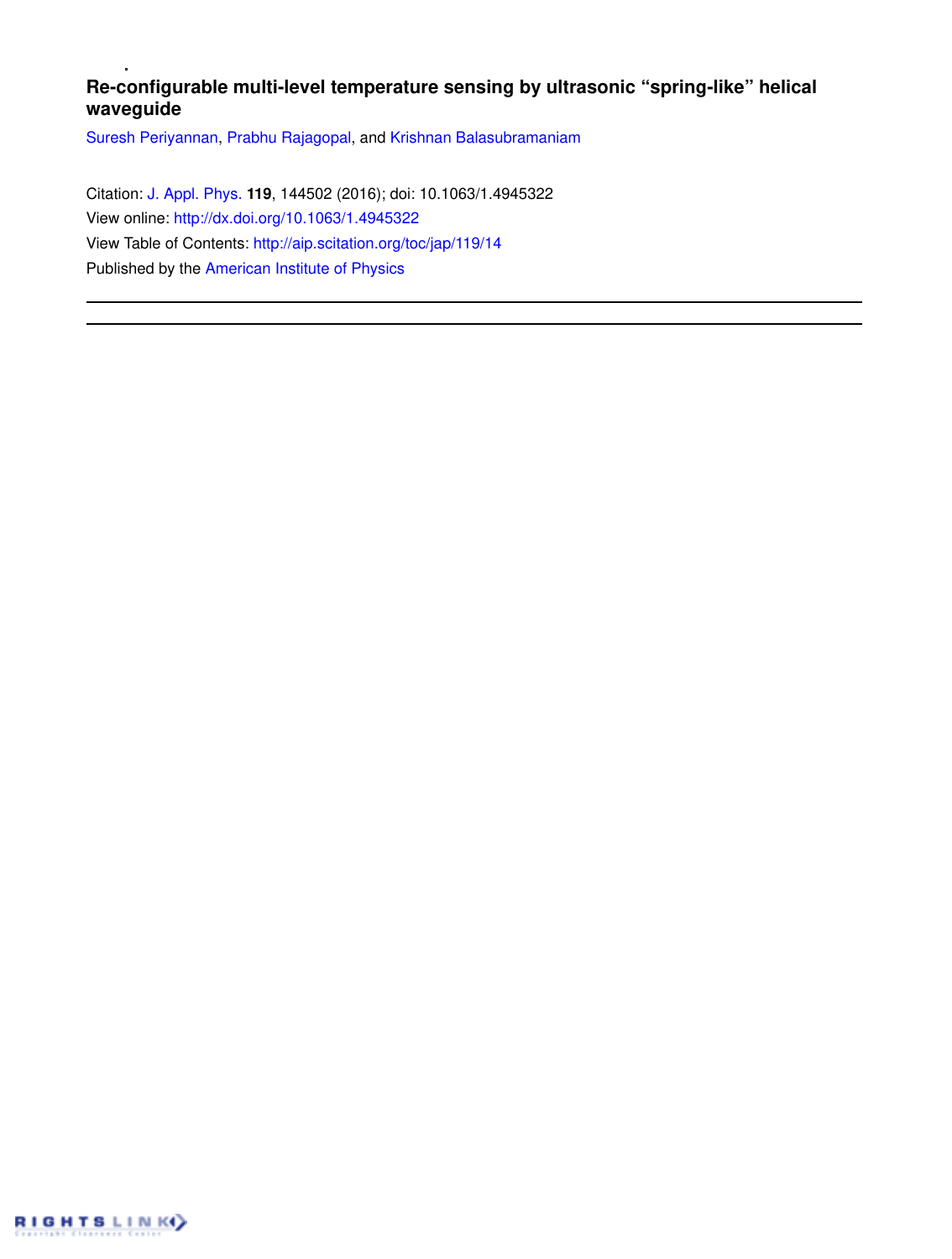# Re-configurable multi-level temperature sensing by ultrasonic "spring-like" helical waveguide

Suresh Periyannan, Prabhu Rajagopal, and Krishnan Balasubramaniam

Citation: J. Appl. Phys. **119**, 144502 (2016); doi: 10.1063/1.4945322

View online: http://dx.doi.org/10.1063/1.4945322

View Table of Contents: http://aip.scitation.org/toc/jap/119/14

Published by the American Institute of Physics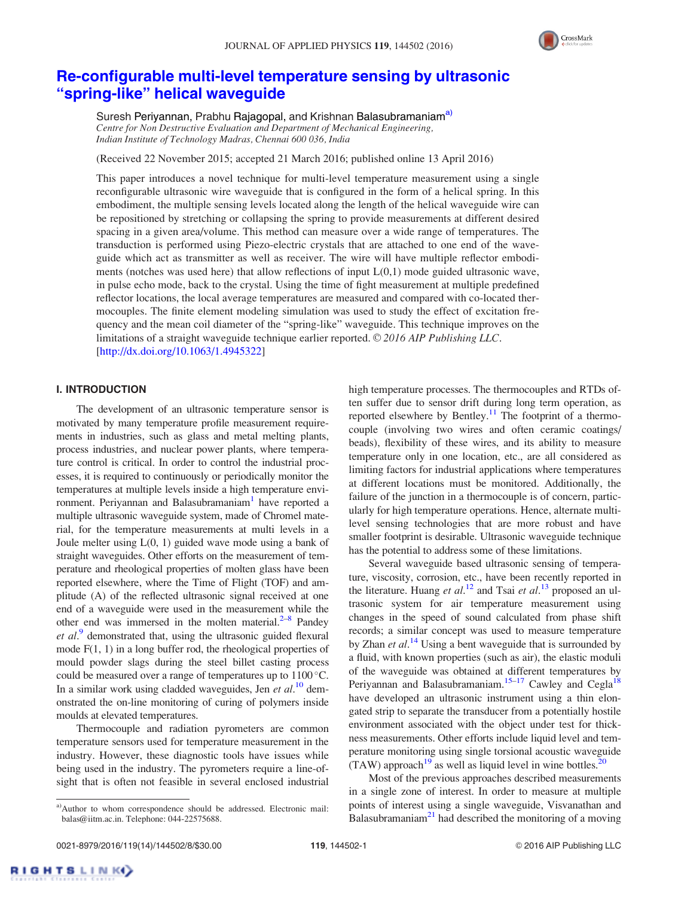# Re-configurable multi-level temperature sensing by ultrasonic "spring-like" helical waveguide

Suresh Periyannan, Prabhu Rajagopal, and Krishnan Balasubramaniam[a)]

*Centre for Non Destructive Evaluation and Department of Mechanical Engineering, Indian Institute of Technology Madras, Chennai 600 036, India*

(Received 22 November 2015; accepted 21 March 2016; published online 13 April 2016)

This paper introduces a novel technique for multi-level temperature measurement using a single reconfigurable ultrasonic wire waveguide that is configured in the form of a helical spring. In this embodiment, the multiple sensing levels located along the length of the helical waveguide wire can be repositioned by stretching or collapsing the spring to provide measurements at different desired spacing in a given area/volume. This method can measure over a wide range of temperatures. The transduction is performed using Piezo-electric crystals that are attached to one end of the waveguide which act as transmitter as well as receiver. The wire will have multiple reflector embodiments (notches was used here) that allow reflections of input L(0,1) mode guided ultrasonic wave, in pulse echo mode, back to the crystal. Using the time of fight measurement at multiple predefined reflector locations, the local average temperatures are measured and compared with co-located thermocouples. The finite element modeling simulation was used to study the effect of excitation frequency and the mean coil diameter of the "spring-like" waveguide. This technique improves on the limitations of a straight waveguide technique earlier reported. © 2016 AIP Publishing LLC. [http://dx.doi.org/10.1063/1.4945322]

## I. INTRODUCTION

The development of an ultrasonic temperature sensor is motivated by many temperature profile measurement requirements in industries, such as glass and metal melting plants, process industries, and nuclear power plants, where temperature control is critical. In order to control the industrial processes, it is required to continuously or periodically monitor the temperatures at multiple levels inside a high temperature environment. Periyannan and Balasubramaniam[1] have reported a multiple ultrasonic waveguide system, made of Chromel material, for the temperature measurements at multi levels in a Joule melter using L(0, 1) guided wave mode using a bank of straight waveguides. Other efforts on the measurement of temperature and rheological properties of molten glass have been reported elsewhere, where the Time of Flight (TOF) and amplitude (A) of the reflected ultrasonic signal received at one end of a waveguide were used in the measurement while the other end was immersed in the molten material.[2–8] Pandey *et al.*[9] demonstrated that, using the ultrasonic guided flexural mode F(1, 1) in a long buffer rod, the rheological properties of mould powder slags during the steel billet casting process could be measured over a range of temperatures up to 1100 °C. In a similar work using cladded waveguides, Jen *et al.*[10] demonstrated the on-line monitoring of curing of polymers inside moulds at elevated temperatures.

Thermocouple and radiation pyrometers are common temperature sensors used for temperature measurement in the industry. However, these diagnostic tools have issues while being used in the industry. The pyrometers require a line-of-sight that is often not feasible in several enclosed industrial high temperature processes. The thermocouples and RTDs often suffer due to sensor drift during long term operation, as reported elsewhere by Bentley.[11] The footprint of a thermocouple (involving two wires and often ceramic coatings/beads), flexibility of these wires, and its ability to measure temperature only in one location, etc., are all considered as limiting factors for industrial applications where temperatures at different locations must be monitored. Additionally, the failure of the junction in a thermocouple is of concern, particularly for high temperature operations. Hence, alternate multi-level sensing technologies that are more robust and have smaller footprint is desirable. Ultrasonic waveguide technique has the potential to address some of these limitations.

Several waveguide based ultrasonic sensing of temperature, viscosity, corrosion, etc., have been recently reported in the literature. Huang *et al.*[12] and Tsai *et al.*[13] proposed an ultrasonic system for air temperature measurement using changes in the speed of sound calculated from phase shift records; a similar concept was used to measure temperature by Zhan *et al.*[14] Using a bent waveguide that is surrounded by a fluid, with known properties (such as air), the elastic moduli of the waveguide was obtained at different temperatures by Periyannan and Balasubramaniam.[15–17] Cawley and Cegla[18] have developed an ultrasonic instrument using a thin elongated strip to separate the transducer from a potentially hostile environment associated with the object under test for thickness measurements. Other efforts include liquid level and temperature monitoring using single torsional acoustic waveguide (TAW) approach[19] as well as liquid level in wine bottles.[20]

Most of the previous approaches described measurements in a single zone of interest. In order to measure at multiple points of interest using a single waveguide, Visvanathan and Balasubramaniam[21] had described the monitoring of a moving

[a)]Author to whom correspondence should be addressed. Electronic mail: balas@iitm.ac.in. Telephone: 044-22575688.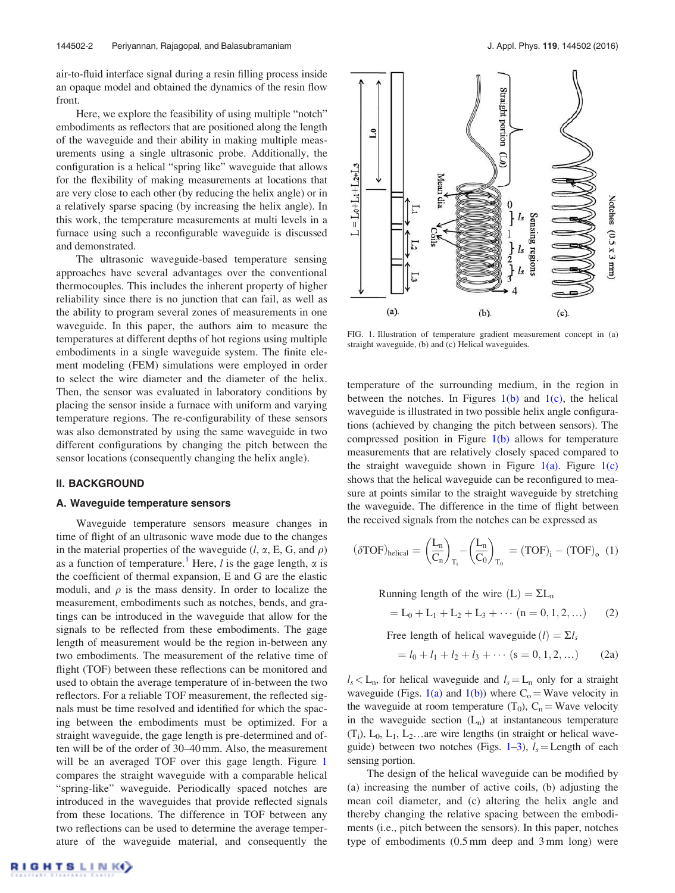air-to-fluid interface signal during a resin filling process inside an opaque model and obtained the dynamics of the resin flow front.

Here, we explore the feasibility of using multiple "notch" embodiments as reflectors that are positioned along the length of the waveguide and their ability in making multiple measurements using a single ultrasonic probe. Additionally, the configuration is a helical "spring like" waveguide that allows for the flexibility of making measurements at locations that are very close to each other (by reducing the helix angle) or in a relatively sparse spacing (by increasing the helix angle). In this work, the temperature measurements at multi levels in a furnace using such a reconfigurable waveguide is discussed and demonstrated.

The ultrasonic waveguide-based temperature sensing approaches have several advantages over the conventional thermocouples. This includes the inherent property of higher reliability since there is no junction that can fail, as well as the ability to program several zones of measurements in one waveguide. In this paper, the authors aim to measure the temperatures at different depths of hot regions using multiple embodiments in a single waveguide system. The finite element modeling (FEM) simulations were employed in order to select the wire diameter and the diameter of the helix. Then, the sensor was evaluated in laboratory conditions by placing the sensor inside a furnace with uniform and varying temperature regions. The re-configurability of these sensors was also demonstrated by using the same waveguide in two different configurations by changing the pitch between the sensor locations (consequently changing the helix angle).

## II. BACKGROUND

### A. Waveguide temperature sensors

Waveguide temperature sensors measure changes in time of flight of an ultrasonic wave mode due to the changes in the material properties of the waveguide ($l$, $\alpha$, E, G, and $\rho$) as a function of temperature.[1] Here, $l$ is the gage length, $\alpha$ is the coefficient of thermal expansion, E and G are the elastic moduli, and $\rho$ is the mass density. In order to localize the measurement, embodiments such as notches, bends, and gratings can be introduced in the waveguide that allow for the signals to be reflected from these embodiments. The gage length of measurement would be the region in-between any two embodiments. The measurement of the relative time of flight (TOF) between these reflections can be monitored and used to obtain the average temperature of in-between the two reflectors. For a reliable TOF measurement, the reflected signals must be time resolved and identified for which the spacing between the embodiments must be optimized. For a straight waveguide, the gage length is pre-determined and often will be of the order of 30–40 mm. Also, the measurement will be an averaged TOF over this gage length. Figure 1 compares the straight waveguide with a comparable helical "spring-like" waveguide. Periodically spaced notches are introduced in the waveguides that provide reflected signals from these locations. The difference in TOF between any two reflections can be used to determine the average temperature of the waveguide material, and consequently the temperature of the surrounding medium, in the region in between the notches. In Figures 1(b) and 1(c), the helical waveguide is illustrated in two possible helix angle configurations (achieved by changing the pitch between sensors). The compressed position in Figure 1(b) allows for temperature measurements that are relatively closely spaced compared to the straight waveguide shown in Figure 1(a). Figure 1(c) shows that the helical waveguide can be reconfigured to measure at points similar to the straight waveguide by stretching the waveguide. The difference in the time of flight between the received signals from the notches can be expressed as

FIG. 1. Illustration of temperature gradient measurement concept in (a) straight waveguide, (b) and (c) Helical waveguides.

$$(\delta \mathrm{TOF})_{\mathrm{helical}} = \left(\frac{\mathrm{L_n}}{\mathrm{C_n}}\right)_{\mathrm{T_i}} - \left(\frac{\mathrm{L_n}}{\mathrm{C_0}}\right)_{\mathrm{T_0}} = (\mathrm{TOF})_{\mathrm{i}} - (\mathrm{TOF})_{\mathrm{o}} \quad (1)$$

$$\text{Running length of the wire } (\mathrm{L}) = \Sigma \mathrm{L_n}$$
$$= \mathrm{L_0} + \mathrm{L_1} + \mathrm{L_2} + \mathrm{L_3} + \cdots \ (\mathrm{n} = 0, 1, 2, \ldots) \quad (2)$$

$$\text{Free length of helical waveguide } (l) = \Sigma l_s$$
$$= l_0 + l_1 + l_2 + l_3 + \cdots \ (\mathrm{s} = 0, 1, 2, \ldots) \quad (2a)$$

$l_s < \mathrm{L_n}$, for helical waveguide and $l_s = \mathrm{L_n}$ only for a straight waveguide (Figs. 1(a) and 1(b)) where $\mathrm{C_o}$ = Wave velocity in the waveguide at room temperature ($\mathrm{T_0}$), $\mathrm{C_n}$ = Wave velocity in the waveguide section ($\mathrm{L_n}$) at instantaneous temperature ($\mathrm{T_i}$), $\mathrm{L_0}$, $\mathrm{L_1}$, $\mathrm{L_2}$…are wire lengths (in straight or helical waveguide) between two notches (Figs. 1–3), $l_s$ = Length of each sensing portion.

The design of the helical waveguide can be modified by (a) increasing the number of active coils, (b) adjusting the mean coil diameter, and (c) altering the helix angle and thereby changing the relative spacing between the embodiments (i.e., pitch between the sensors). In this paper, notches type of embodiments (0.5 mm deep and 3 mm long) were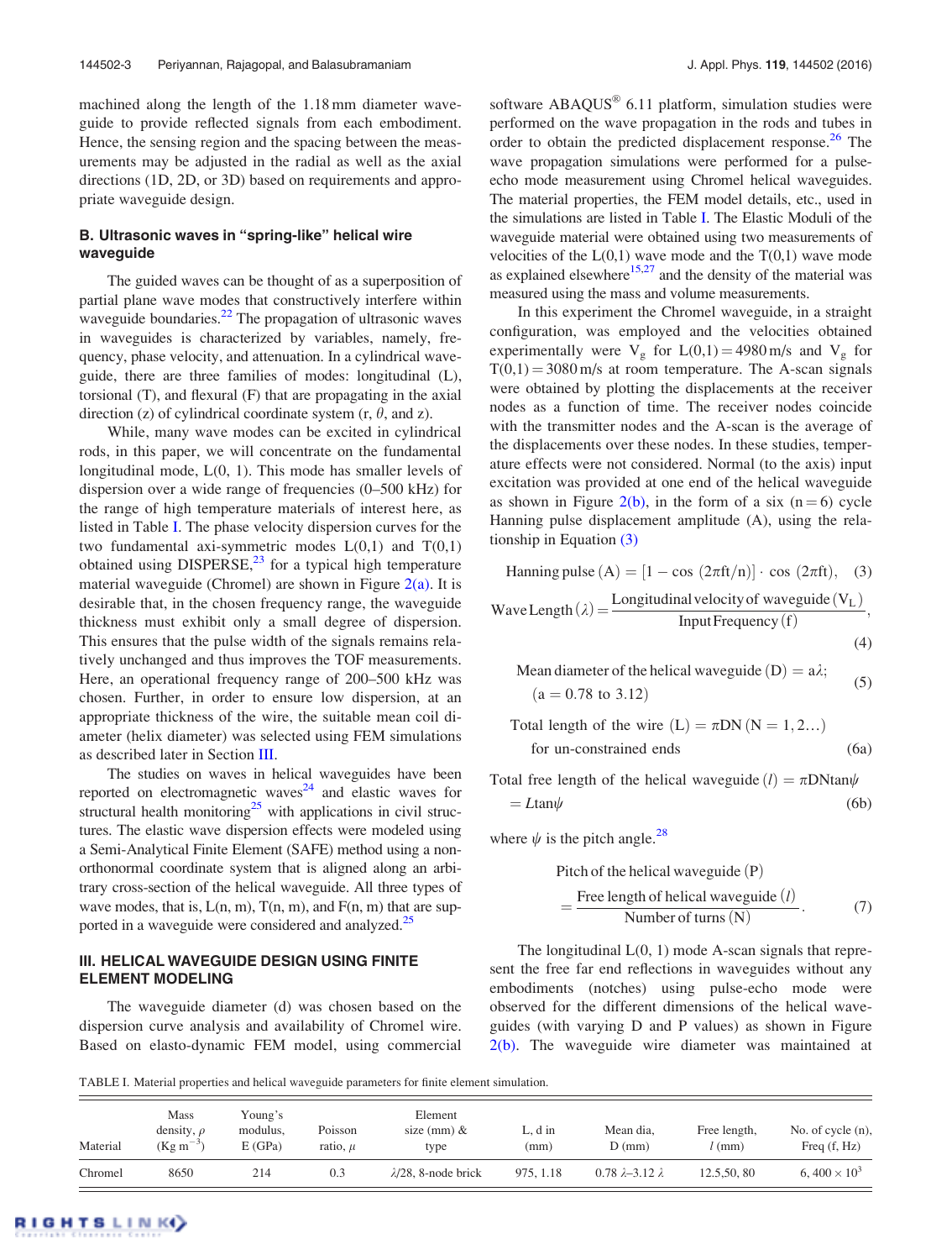machined along the length of the 1.18 mm diameter waveguide to provide reflected signals from each embodiment. Hence, the sensing region and the spacing between the measurements may be adjusted in the radial as well as the axial directions (1D, 2D, or 3D) based on requirements and appropriate waveguide design.

### B. Ultrasonic waves in "spring-like" helical wire waveguide

The guided waves can be thought of as a superposition of partial plane wave modes that constructively interfere within waveguide boundaries.[22] The propagation of ultrasonic waves in waveguides is characterized by variables, namely, frequency, phase velocity, and attenuation. In a cylindrical waveguide, there are three families of modes: longitudinal (L), torsional (T), and flexural (F) that are propagating in the axial direction (z) of cylindrical coordinate system (r, $\theta$, and z).

While, many wave modes can be excited in cylindrical rods, in this paper, we will concentrate on the fundamental longitudinal mode, L(0, 1). This mode has smaller levels of dispersion over a wide range of frequencies (0–500 kHz) for the range of high temperature materials of interest here, as listed in Table I. The phase velocity dispersion curves for the two fundamental axi-symmetric modes L(0,1) and T(0,1) obtained using DISPERSE,[23] for a typical high temperature material waveguide (Chromel) are shown in Figure 2(a). It is desirable that, in the chosen frequency range, the waveguide thickness must exhibit only a small degree of dispersion. This ensures that the pulse width of the signals remains relatively unchanged and thus improves the TOF measurements. Here, an operational frequency range of 200–500 kHz was chosen. Further, in order to ensure low dispersion, at an appropriate thickness of the wire, the suitable mean coil diameter (helix diameter) was selected using FEM simulations as described later in Section III.

The studies on waves in helical waveguides have been reported on electromagnetic waves[24] and elastic waves for structural health monitoring[25] with applications in civil structures. The elastic wave dispersion effects were modeled using a Semi-Analytical Finite Element (SAFE) method using a non-orthonormal coordinate system that is aligned along an arbitrary cross-section of the helical waveguide. All three types of wave modes, that is, L(n, m), T(n, m), and F(n, m) that are supported in a waveguide were considered and analyzed.[25]

## III. HELICAL WAVEGUIDE DESIGN USING FINITE ELEMENT MODELING

The waveguide diameter (d) was chosen based on the dispersion curve analysis and availability of Chromel wire. Based on elasto-dynamic FEM model, using commercial software ABAQUS® 6.11 platform, simulation studies were performed on the wave propagation in the rods and tubes in order to obtain the predicted displacement response.[26] The wave propagation simulations were performed for a pulse-echo mode measurement using Chromel helical waveguides. The material properties, the FEM model details, etc., used in the simulations are listed in Table I. The Elastic Moduli of the waveguide material were obtained using two measurements of velocities of the L(0,1) wave mode and the T(0,1) wave mode as explained elsewhere[15,27] and the density of the material was measured using the mass and volume measurements.

In this experiment the Chromel waveguide, in a straight configuration, was employed and the velocities obtained experimentally were $V_g$ for L(0,1) = 4980 m/s and $V_g$ for T(0,1) = 3080 m/s at room temperature. The A-scan signals were obtained by plotting the displacements at the receiver nodes as a function of time. The receiver nodes coincide with the transmitter nodes and the A-scan is the average of the displacements over these nodes. In these studies, temperature effects were not considered. Normal (to the axis) input excitation was provided at one end of the helical waveguide as shown in Figure 2(b), in the form of a six (n = 6) cycle Hanning pulse displacement amplitude (A), using the relationship in Equation (3)

$$\text{Hanning pulse (A)} = [1 - \cos(2\pi ft/n)] \cdot \cos(2\pi ft), \quad (3)$$

$$\text{Wave Length}\,(\lambda) = \frac{\text{Longitudinal velocity of waveguide}\,(V_L)}{\text{Input Frequency}\,(f)}, \quad (4)$$

$$\text{Mean diameter of the helical waveguide (D)} = a\lambda; \quad (a = 0.78 \text{ to } 3.12) \quad (5)$$

$$\text{Total length of the wire (L)} = \pi DN\ (N = 1, 2\ldots) \text{ for un-constrained ends} \quad (6a)$$

$$\text{Total free length of the helical waveguide } (l) = \pi DN\tan\psi = L\tan\psi \quad (6b)$$

where $\psi$ is the pitch angle.[28]

$$\text{Pitch of the helical waveguide (P)} = \frac{\text{Free length of helical waveguide } (l)}{\text{Number of turns (N)}}. \quad (7)$$

The longitudinal L(0, 1) mode A-scan signals that represent the free far end reflections in waveguides without any embodiments (notches) using pulse-echo mode were observed for the different dimensions of the helical waveguides (with varying D and P values) as shown in Figure 2(b). The waveguide wire diameter was maintained at

TABLE I. Material properties and helical waveguide parameters for finite element simulation.

| Material | Mass density, $\rho$ (Kg m$^{-3}$) | Young's modulus, E (GPa) | Poisson ratio, $\mu$ | Element size (mm) & type | L, d in (mm) | Mean dia, D (mm) | Free length, $l$ (mm) | No. of cycle (n), Freq (f, Hz) |
|---|---|---|---|---|---|---|---|---|
| Chromel | 8650 | 214 | 0.3 | $\lambda$/28, 8-node brick | 975, 1.18 | 0.78 $\lambda$–3.12 $\lambda$ | 12.5,50, 80 | 6, 400 $\times$ 10$^3$ |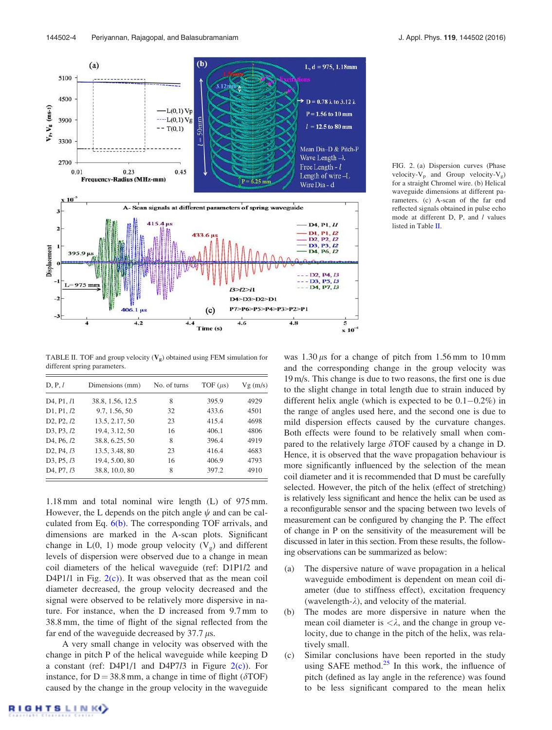FIG. 2. (a) Dispersion curves (Phase velocity-$V_p$ and Group velocity-$V_g$) for a straight Chromel wire. (b) Helical waveguide dimensions at different parameters. (c) A-scan of the far end reflected signals obtained in pulse echo mode at different D, P, and $l$ values listed in Table II.

TABLE II. TOF and group velocity ($V_g$) obtained using FEM simulation for different spring parameters.

| D, P, $l$ | Dimensions (mm) | No. of turns | TOF ($\mu$s) | Vg (m/s) |
|---|---|---|---|---|
| D4, P1, $l$1 | 38.8, 1.56, 12.5 | 8 | 395.9 | 4929 |
| D1, P1, $l$2 | 9.7, 1.56, 50 | 32 | 433.6 | 4501 |
| D2, P2, $l$2 | 13.5, 2.17, 50 | 23 | 415.4 | 4698 |
| D3, P3, $l$2 | 19.4, 3.12, 50 | 16 | 406.1 | 4806 |
| D4, P6, $l$2 | 38.8, 6.25, 50 | 8 | 396.4 | 4919 |
| D2, P4, $l$3 | 13.5, 3.48, 80 | 23 | 416.4 | 4683 |
| D3, P5, $l$3 | 19.4, 5.00, 80 | 16 | 406.9 | 4793 |
| D4, P7, $l$3 | 38.8, 10.0, 80 | 8 | 397.2 | 4910 |

1.18 mm and total nominal wire length (L) of 975 mm. However, the L depends on the pitch angle $\psi$ and can be calculated from Eq. 6(b). The corresponding TOF arrivals, and dimensions are marked in the A-scan plots. Significant change in L(0, 1) mode group velocity ($V_g$) and different levels of dispersion were observed due to a change in mean coil diameters of the helical waveguide (ref: D1P1/2 and D4P1/1 in Fig. 2(c)). It was observed that as the mean coil diameter decreased, the group velocity decreased and the signal were observed to be relatively more dispersive in nature. For instance, when the D increased from 9.7 mm to 38.8 mm, the time of flight of the signal reflected from the far end of the waveguide decreased by 37.7 $\mu$s.

A very small change in velocity was observed with the change in pitch P of the helical waveguide while keeping D a constant (ref: D4P1/1 and D4P7/3 in Figure 2(c)). For instance, for D = 38.8 mm, a change in time of flight ($\delta$TOF) caused by the change in the group velocity in the waveguide was 1.30 $\mu$s for a change of pitch from 1.56 mm to 10 mm and the corresponding change in the group velocity was 19 m/s. This change is due to two reasons, the first one is due to the slight change in total length due to strain induced by different helix angle (which is expected to be 0.1−0.2%) in the range of angles used here, and the second one is due to mild dispersion effects caused by the curvature changes. Both effects were found to be relatively small when compared to the relatively large $\delta$TOF caused by a change in D. Hence, it is observed that the wave propagation behaviour is more significantly influenced by the selection of the mean coil diameter and it is recommended that D must be carefully selected. However, the pitch of the helix (effect of stretching) is relatively less significant and hence the helix can be used as a reconfigurable sensor and the spacing between two levels of measurement can be configured by changing the P. The effect of change in P on the sensitivity of the measurement will be discussed in later in this section. From these results, the following observations can be summarized as below:

(a) The dispersive nature of wave propagation in a helical waveguide embodiment is dependent on mean coil diameter (due to stiffness effect), excitation frequency (wavelength-$\lambda$), and velocity of the material.

(b) The modes are more dispersive in nature when the mean coil diameter is $<\lambda$, and the change in group velocity, due to change in the pitch of the helix, was relatively small.

(c) Similar conclusions have been reported in the study using SAFE method.[25] In this work, the influence of pitch (defined as lay angle in the reference) was found to be less significant compared to the mean helix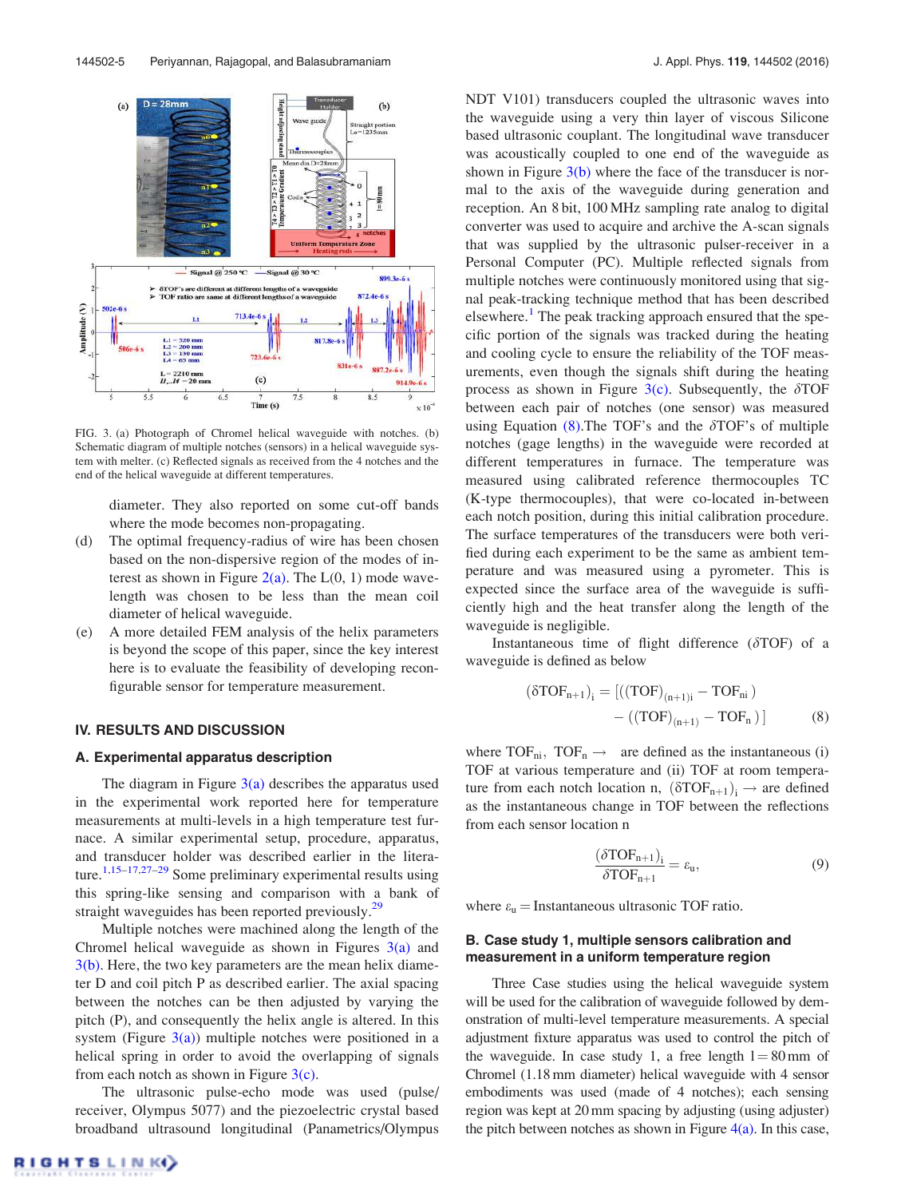FIG. 3. (a) Photograph of Chromel helical waveguide with notches. (b) Schematic diagram of multiple notches (sensors) in a helical waveguide system with melter. (c) Reflected signals as received from the 4 notches and the end of the helical waveguide at different temperatures.

diameter. They also reported on some cut-off bands where the mode becomes non-propagating.

(d) The optimal frequency-radius of wire has been chosen based on the non-dispersive region of the modes of interest as shown in Figure 2(a). The L(0, 1) mode wavelength was chosen to be less than the mean coil diameter of helical waveguide.

(e) A more detailed FEM analysis of the helix parameters is beyond the scope of this paper, since the key interest here is to evaluate the feasibility of developing reconfigurable sensor for temperature measurement.

## IV. RESULTS AND DISCUSSION

### A. Experimental apparatus description

The diagram in Figure 3(a) describes the apparatus used in the experimental work reported here for temperature measurements at multi-levels in a high temperature test furnace. A similar experimental setup, procedure, apparatus, and transducer holder was described earlier in the literature.[1,15–17,27–29] Some preliminary experimental results using this spring-like sensing and comparison with a bank of straight waveguides has been reported previously.[29]

Multiple notches were machined along the length of the Chromel helical waveguide as shown in Figures 3(a) and 3(b). Here, the two key parameters are the mean helix diameter D and coil pitch P as described earlier. The axial spacing between the notches can be then adjusted by varying the pitch (P), and consequently the helix angle is altered. In this system (Figure 3(a)) multiple notches were positioned in a helical spring in order to avoid the overlapping of signals from each notch as shown in Figure 3(c).

The ultrasonic pulse-echo mode was used (pulse/receiver, Olympus 5077) and the piezoelectric crystal based broadband ultrasound longitudinal (Panametrics/Olympus NDT V101) transducers coupled the ultrasonic waves into the waveguide using a very thin layer of viscous Silicone based ultrasonic couplant. The longitudinal wave transducer was acoustically coupled to one end of the waveguide as shown in Figure 3(b) where the face of the transducer is normal to the axis of the waveguide during generation and reception. An 8 bit, 100 MHz sampling rate analog to digital converter was used to acquire and archive the A-scan signals that was supplied by the ultrasonic pulser-receiver in a Personal Computer (PC). Multiple reflected signals from multiple notches were continuously monitored using that signal peak-tracking technique method that has been described elsewhere.[1] The peak tracking approach ensured that the specific portion of the signals was tracked during the heating and cooling cycle to ensure the reliability of the TOF measurements, even though the signals shift during the heating process as shown in Figure 3(c). Subsequently, the $\delta$TOF between each pair of notches (one sensor) was measured using Equation (8).The TOF's and the $\delta$TOF's of multiple notches (gage lengths) in the waveguide were recorded at different temperatures in furnace. The temperature was measured using calibrated reference thermocouples TC (K-type thermocouples), that were co-located in-between each notch position, during this initial calibration procedure. The surface temperatures of the transducers were both verified during each experiment to be the same as ambient temperature and was measured using a pyrometer. This is expected since the surface area of the waveguide is sufficiently high and the heat transfer along the length of the waveguide is negligible.

Instantaneous time of flight difference ($\delta$TOF) of a waveguide is defined as below

$$(\delta \mathrm{TOF}_{n+1})_i = [((\mathrm{TOF})_{(n+1)i} - \mathrm{TOF}_{ni}) - ((\mathrm{TOF})_{(n+1)} - \mathrm{TOF}_n)] \tag{8}$$

where $\mathrm{TOF}_{ni}$, $\mathrm{TOF}_n \rightarrow$ are defined as the instantaneous (i) TOF at various temperature and (ii) TOF at room temperature from each notch location n, $(\delta\mathrm{TOF}_{n+1})_i \rightarrow$ are defined as the instantaneous change in TOF between the reflections from each sensor location n

$$\frac{(\delta\mathrm{TOF}_{n+1})_i}{\delta\mathrm{TOF}_{n+1}} = \varepsilon_u, \tag{9}$$

where $\varepsilon_u$ = Instantaneous ultrasonic TOF ratio.

### B. Case study 1, multiple sensors calibration and measurement in a uniform temperature region

Three Case studies using the helical waveguide system will be used for the calibration of waveguide followed by demonstration of multi-level temperature measurements. A special adjustment fixture apparatus was used to control the pitch of the waveguide. In case study 1, a free length l = 80 mm of Chromel (1.18 mm diameter) helical waveguide with 4 sensor embodiments was used (made of 4 notches); each sensing region was kept at 20 mm spacing by adjusting (using adjuster) the pitch between notches as shown in Figure 4(a). In this case,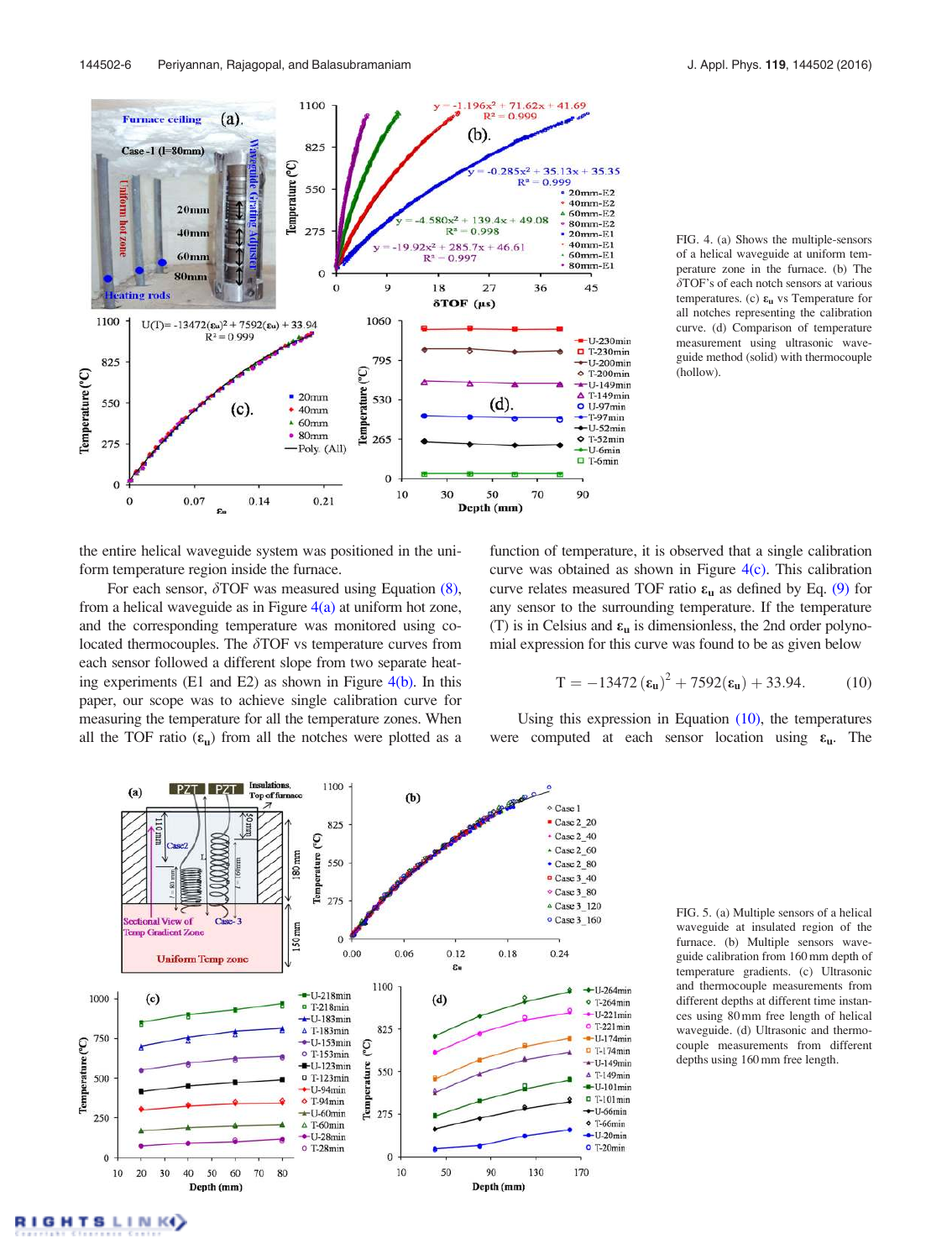FIG. 4. (a) Shows the multiple-sensors of a helical waveguide at uniform temperature zone in the furnace. (b) The $\delta$TOF's of each notch sensors at various temperatures. (c) $\varepsilon_u$ vs Temperature for all notches representing the calibration curve. (d) Comparison of temperature measurement using ultrasonic waveguide method (solid) with thermocouple (hollow).

the entire helical waveguide system was positioned in the uniform temperature region inside the furnace.

For each sensor, $\delta$TOF was measured using Equation (8), from a helical waveguide as in Figure 4(a) at uniform hot zone, and the corresponding temperature was monitored using co-located thermocouples. The $\delta$TOF vs temperature curves from each sensor followed a different slope from two separate heating experiments (E1 and E2) as shown in Figure 4(b). In this paper, our scope was to achieve single calibration curve for measuring the temperature for all the temperature zones. When all the TOF ratio ($\varepsilon_u$) from all the notches were plotted as a function of temperature, it is observed that a single calibration curve was obtained as shown in Figure 4(c). This calibration curve relates measured TOF ratio $\varepsilon_u$ as defined by Eq. (9) for any sensor to the surrounding temperature. If the temperature (T) is in Celsius and $\varepsilon_u$ is dimensionless, the 2nd order polynomial expression for this curve was found to be as given below

$$T = -13472\,(\varepsilon_u)^2 + 7592(\varepsilon_u) + 33.94. \tag{10}$$

Using this expression in Equation (10), the temperatures were computed at each sensor location using $\varepsilon_u$. The

FIG. 5. (a) Multiple sensors of a helical waveguide at insulated region of the furnace. (b) Multiple sensors waveguide calibration from 160 mm depth of temperature gradients. (c) Ultrasonic and thermocouple measurements from different depths at different time instances using 80 mm free length of helical waveguide. (d) Ultrasonic and thermocouple measurements from different depths using 160 mm free length.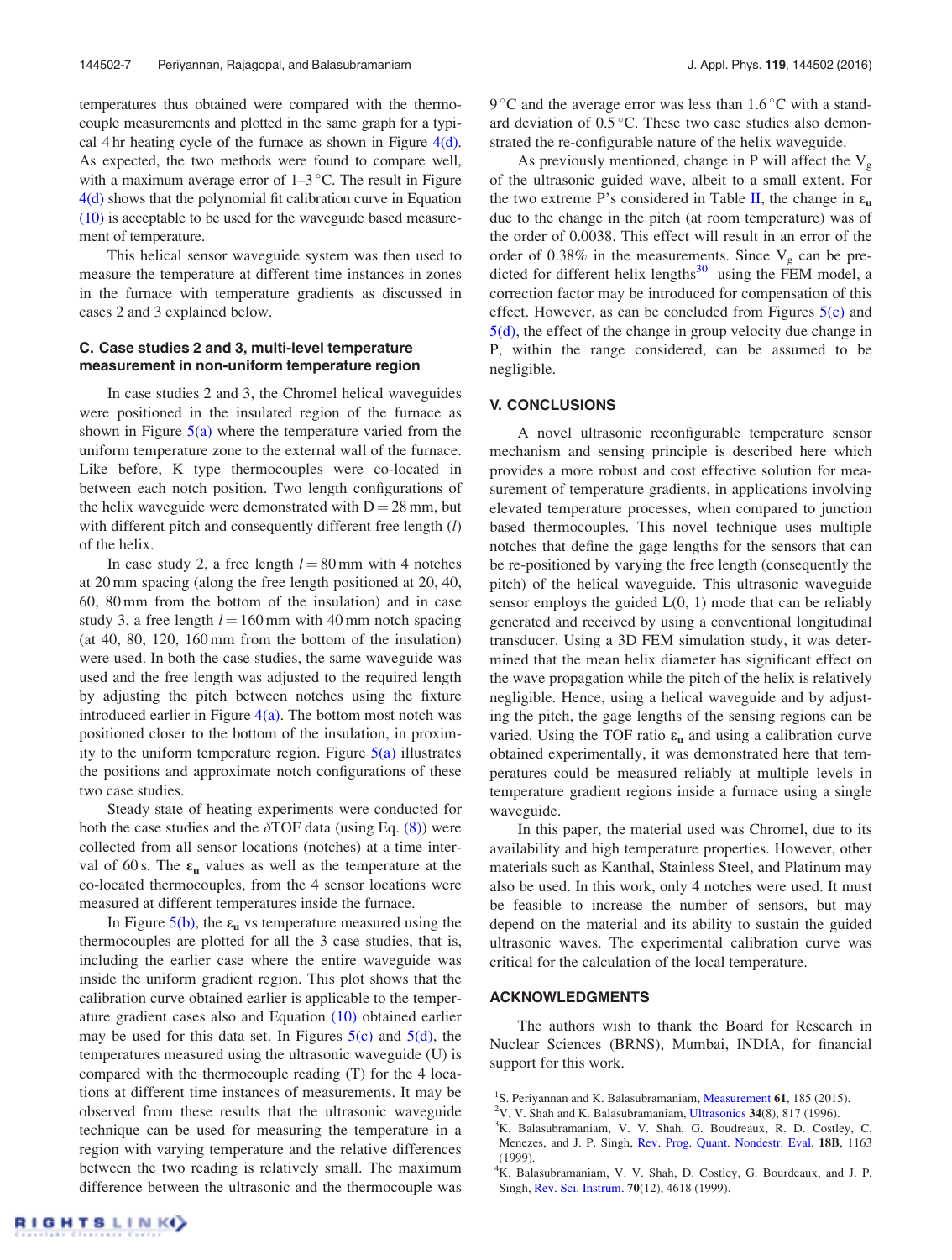temperatures thus obtained were compared with the thermocouple measurements and plotted in the same graph for a typical 4 hr heating cycle of the furnace as shown in Figure 4(d). As expected, the two methods were found to compare well, with a maximum average error of 1–3 °C. The result in Figure 4(d) shows that the polynomial fit calibration curve in Equation (10) is acceptable to be used for the waveguide based measurement of temperature.

This helical sensor waveguide system was then used to measure the temperature at different time instances in zones in the furnace with temperature gradients as discussed in cases 2 and 3 explained below.

### C. Case studies 2 and 3, multi-level temperature measurement in non-uniform temperature region

In case studies 2 and 3, the Chromel helical waveguides were positioned in the insulated region of the furnace as shown in Figure 5(a) where the temperature varied from the uniform temperature zone to the external wall of the furnace. Like before, K type thermocouples were co-located in between each notch position. Two length configurations of the helix waveguide were demonstrated with D = 28 mm, but with different pitch and consequently different free length ($l$) of the helix.

In case study 2, a free length $l = 80$ mm with 4 notches at 20 mm spacing (along the free length positioned at 20, 40, 60, 80 mm from the bottom of the insulation) and in case study 3, a free length $l = 160$ mm with 40 mm notch spacing (at 40, 80, 120, 160 mm from the bottom of the insulation) were used. In both the case studies, the same waveguide was used and the free length was adjusted to the required length by adjusting the pitch between notches using the fixture introduced earlier in Figure 4(a). The bottom most notch was positioned closer to the bottom of the insulation, in proximity to the uniform temperature region. Figure 5(a) illustrates the positions and approximate notch configurations of these two case studies.

Steady state of heating experiments were conducted for both the case studies and the $\delta$TOF data (using Eq. (8)) were collected from all sensor locations (notches) at a time interval of 60 s. The $\boldsymbol{\varepsilon_u}$ values as well as the temperature at the co-located thermocouples, from the 4 sensor locations were measured at different temperatures inside the furnace.

In Figure 5(b), the $\boldsymbol{\varepsilon_u}$ vs temperature measured using the thermocouples are plotted for all the 3 case studies, that is, including the earlier case where the entire waveguide was inside the uniform gradient region. This plot shows that the calibration curve obtained earlier is applicable to the temperature gradient cases also and Equation (10) obtained earlier may be used for this data set. In Figures 5(c) and 5(d), the temperatures measured using the ultrasonic waveguide (U) is compared with the thermocouple reading (T) for the 4 locations at different time instances of measurements. It may be observed from these results that the ultrasonic waveguide technique can be used for measuring the temperature in a region with varying temperature and the relative differences between the two reading is relatively small. The maximum difference between the ultrasonic and the thermocouple was 9 °C and the average error was less than 1.6 °C with a standard deviation of 0.5 °C. These two case studies also demonstrated the re-configurable nature of the helix waveguide.

As previously mentioned, change in P will affect the $V_g$ of the ultrasonic guided wave, albeit to a small extent. For the two extreme P's considered in Table II, the change in $\boldsymbol{\varepsilon_u}$ due to the change in the pitch (at room temperature) was of the order of 0.0038. This effect will result in an error of the order of 0.38% in the measurements. Since $V_g$ can be predicted for different helix lengths[30] using the FEM model, a correction factor may be introduced for compensation of this effect. However, as can be concluded from Figures 5(c) and 5(d), the effect of the change in group velocity due change in P, within the range considered, can be assumed to be negligible.

## V. CONCLUSIONS

A novel ultrasonic reconfigurable temperature sensor mechanism and sensing principle is described here which provides a more robust and cost effective solution for measurement of temperature gradients, in applications involving elevated temperature processes, when compared to junction based thermocouples. This novel technique uses multiple notches that define the gage lengths for the sensors that can be re-positioned by varying the free length (consequently the pitch) of the helical waveguide. This ultrasonic waveguide sensor employs the guided L(0, 1) mode that can be reliably generated and received by using a conventional longitudinal transducer. Using a 3D FEM simulation study, it was determined that the mean helix diameter has significant effect on the wave propagation while the pitch of the helix is relatively negligible. Hence, using a helical waveguide and by adjusting the pitch, the gage lengths of the sensing regions can be varied. Using the TOF ratio $\boldsymbol{\varepsilon_u}$ and using a calibration curve obtained experimentally, it was demonstrated here that temperatures could be measured reliably at multiple levels in temperature gradient regions inside a furnace using a single waveguide.

In this paper, the material used was Chromel, due to its availability and high temperature properties. However, other materials such as Kanthal, Stainless Steel, and Platinum may also be used. In this work, only 4 notches were used. It must be feasible to increase the number of sensors, but may depend on the material and its ability to sustain the guided ultrasonic waves. The experimental calibration curve was critical for the calculation of the local temperature.

## ACKNOWLEDGMENTS

The authors wish to thank the Board for Research in Nuclear Sciences (BRNS), Mumbai, INDIA, for financial support for this work.

[1] S. Periyannan and K. Balasubramaniam, Measurement **61**, 185 (2015).

[2] V. V. Shah and K. Balasubramaniam, Ultrasonics **34**(8), 817 (1996).

[3] K. Balasubramaniam, V. V. Shah, G. Boudreaux, R. D. Costley, C. Menezes, and J. P. Singh, Rev. Prog. Quant. Nondestr. Eval. **18B**, 1163 (1999).

[4] K. Balasubramaniam, V. V. Shah, D. Costley, G. Bourdeaux, and J. P. Singh, Rev. Sci. Instrum. **70**(12), 4618 (1999).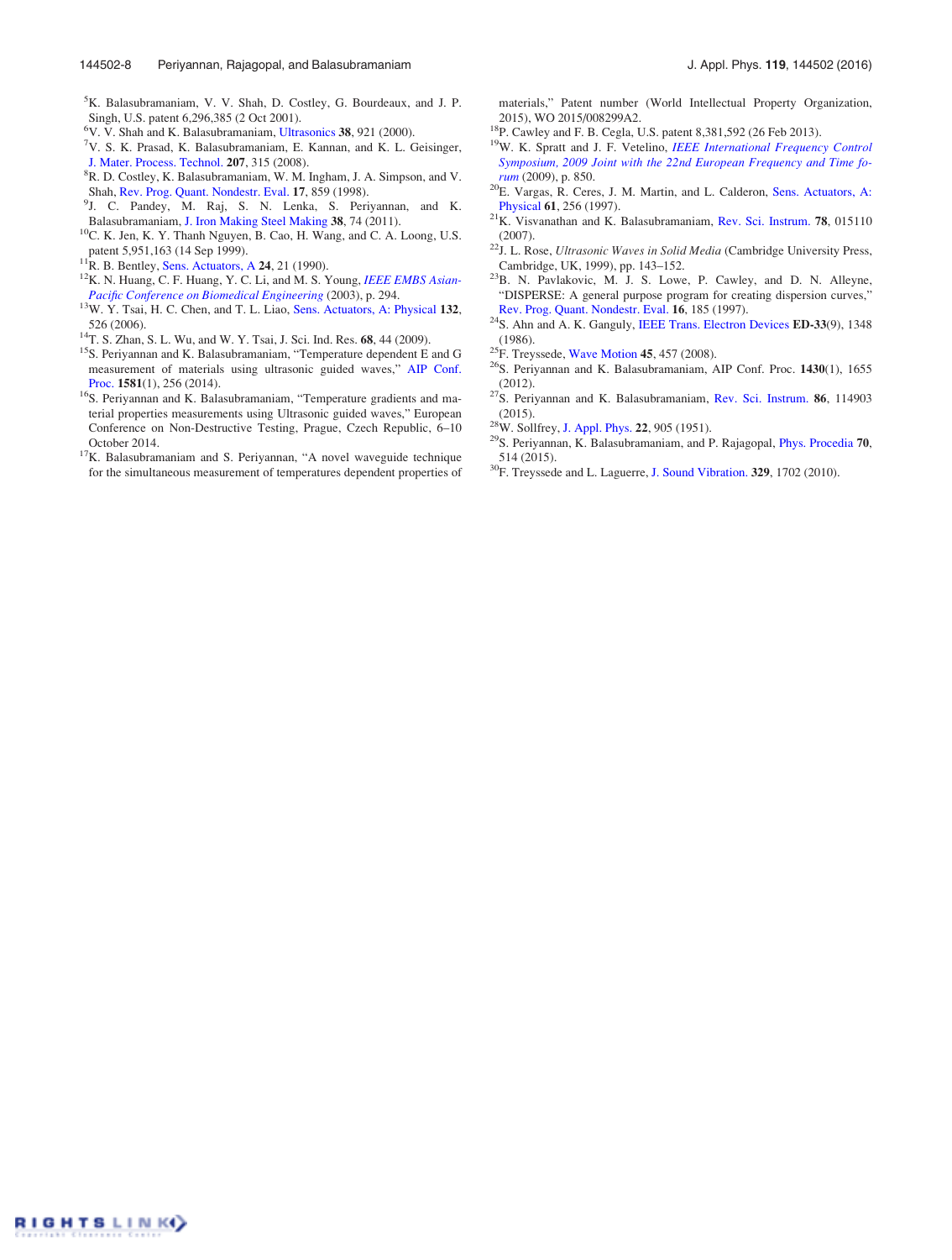[5] K. Balasubramaniam, V. V. Shah, D. Costley, G. Bourdeaux, and J. P. Singh, U.S. patent 6,296,385 (2 Oct 2001).

[6] V. V. Shah and K. Balasubramaniam, Ultrasonics **38**, 921 (2000).

[7] V. S. K. Prasad, K. Balasubramaniam, E. Kannan, and K. L. Geisinger, J. Mater. Process. Technol. **207**, 315 (2008).

[8] R. D. Costley, K. Balasubramaniam, W. M. Ingham, J. A. Simpson, and V. Shah, Rev. Prog. Quant. Nondestr. Eval. **17**, 859 (1998).

[9] J. C. Pandey, M. Raj, S. N. Lenka, S. Periyannan, and K. Balasubramaniam, J. Iron Making Steel Making **38**, 74 (2011).

[10] C. K. Jen, K. Y. Thanh Nguyen, B. Cao, H. Wang, and C. A. Loong, U.S. patent 5,951,163 (14 Sep 1999).

[11] R. B. Bentley, Sens. Actuators, A **24**, 21 (1990).

[12] K. N. Huang, C. F. Huang, Y. C. Li, and M. S. Young, *IEEE EMBS Asian-Pacific Conference on Biomedical Engineering* (2003), p. 294.

[13] W. Y. Tsai, H. C. Chen, and T. L. Liao, Sens. Actuators, A: Physical **132**, 526 (2006).

[14] T. S. Zhan, S. L. Wu, and W. Y. Tsai, J. Sci. Ind. Res. **68**, 44 (2009).

[15] S. Periyannan and K. Balasubramaniam, "Temperature dependent E and G measurement of materials using ultrasonic guided waves," AIP Conf. Proc. **1581**(1), 256 (2014).

[16] S. Periyannan and K. Balasubramaniam, "Temperature gradients and material properties measurements using Ultrasonic guided waves," European Conference on Non-Destructive Testing, Prague, Czech Republic, 6–10 October 2014.

[17] K. Balasubramaniam and S. Periyannan, "A novel waveguide technique for the simultaneous measurement of temperatures dependent properties of materials," Patent number (World Intellectual Property Organization, 2015), WO 2015/008299A2.

[18] P. Cawley and F. B. Cegla, U.S. patent 8,381,592 (26 Feb 2013).

[19] W. K. Spratt and J. F. Vetelino, *IEEE International Frequency Control Symposium, 2009 Joint with the 22nd European Frequency and Time forum* (2009), p. 850.

[20] E. Vargas, R. Ceres, J. M. Martin, and L. Calderon, Sens. Actuators, A: Physical **61**, 256 (1997).

[21] K. Visvanathan and K. Balasubramaniam, Rev. Sci. Instrum. **78**, 015110 (2007).

[22] J. L. Rose, *Ultrasonic Waves in Solid Media* (Cambridge University Press, Cambridge, UK, 1999), pp. 143–152.

[23] B. N. Pavlakovic, M. J. S. Lowe, P. Cawley, and D. N. Alleyne, "DISPERSE: A general purpose program for creating dispersion curves," Rev. Prog. Quant. Nondestr. Eval. **16**, 185 (1997).

[24] S. Ahn and A. K. Ganguly, IEEE Trans. Electron Devices **ED-33**(9), 1348 (1986).

[25] F. Treyssede, Wave Motion **45**, 457 (2008).

[26] S. Periyannan and K. Balasubramaniam, AIP Conf. Proc. **1430**(1), 1655 (2012).

[27] S. Periyannan and K. Balasubramaniam, Rev. Sci. Instrum. **86**, 114903 (2015).

[28] W. Sollfrey, J. Appl. Phys. **22**, 905 (1951).

[29] S. Periyannan, K. Balasubramaniam, and P. Rajagopal, Phys. Procedia **70**, 514 (2015).

[30] F. Treyssede and L. Laguerre, J. Sound Vibration. **329**, 1702 (2010).